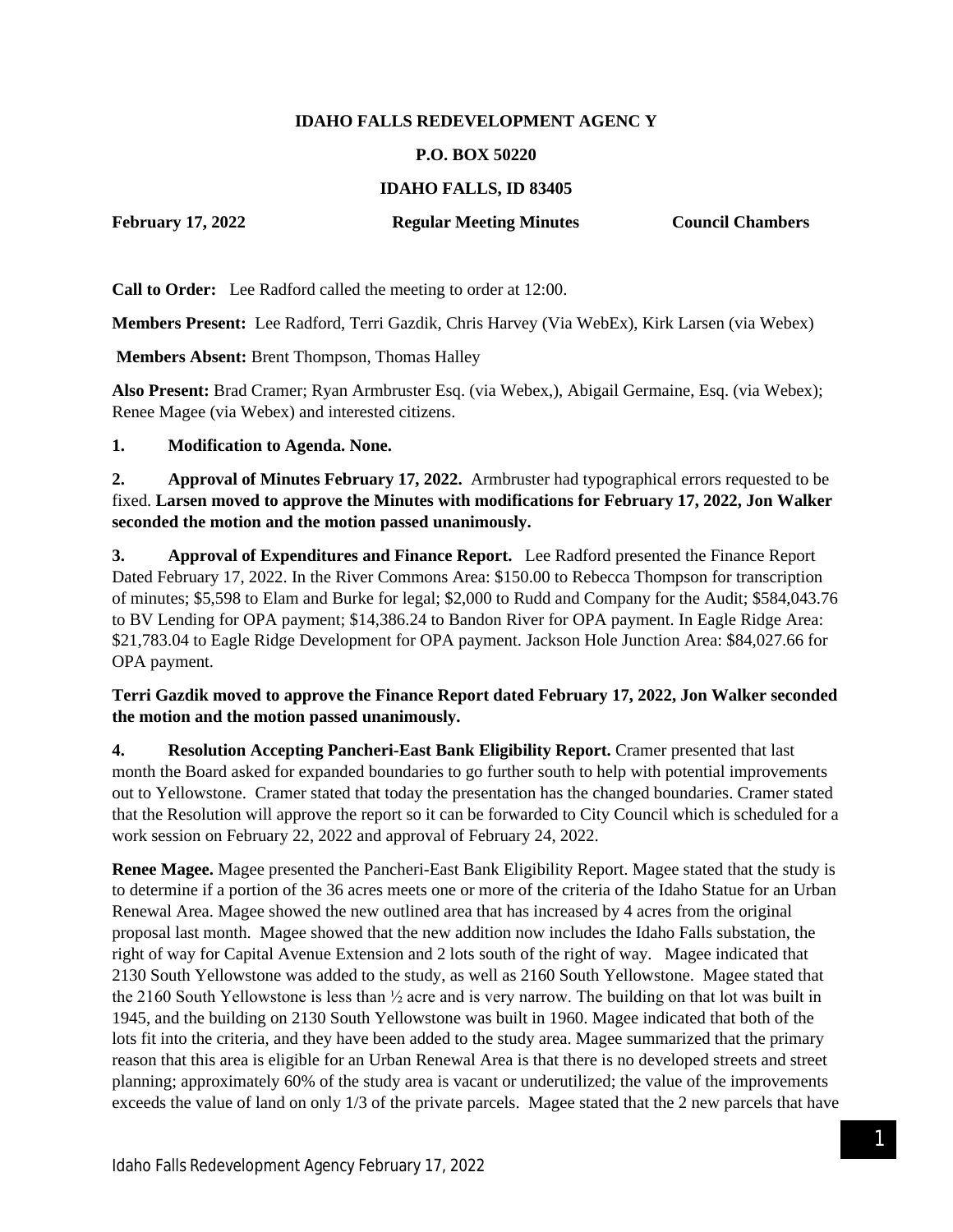**IDAHO FALLS REDEVELOPMENT AGENC Y**

**P.O. BOX 50220**

**IDAHO FALLS, ID 83405**

**February 17, 2022** **Regular Meeting Minutes** **Council Chambers**

**Call to Order:** Lee Radford called the meeting to order at 12:00.

**Members Present:** Lee Radford, Terri Gazdik, Chris Harvey (Via WebEx), Kirk Larsen (via Webex)

**Members Absent:** Brent Thompson, Thomas Halley

**Also Present:** Brad Cramer; Ryan Armbruster Esq. (via Webex,), Abigail Germaine, Esq. (via Webex); Renee Magee (via Webex) and interested citizens.

**1. Modification to Agenda. None.**

**2. Approval of Minutes February 17, 2022.** Armbruster had typographical errors requested to be fixed. **Larsen moved to approve the Minutes with modifications for February 17, 2022, Jon Walker seconded the motion and the motion passed unanimously.**

**3. Approval of Expenditures and Finance Report.** Lee Radford presented the Finance Report Dated February 17, 2022. In the River Commons Area: $150.00 to Rebecca Thompson for transcription of minutes; $5,598 to Elam and Burke for legal; $2,000 to Rudd and Company for the Audit; $584,043.76 to BV Lending for OPA payment; $14,386.24 to Bandon River for OPA payment. In Eagle Ridge Area: $21,783.04 to Eagle Ridge Development for OPA payment. Jackson Hole Junction Area: $84,027.66 for OPA payment.

**Terri Gazdik moved to approve the Finance Report dated February 17, 2022, Jon Walker seconded the motion and the motion passed unanimously.**

**4. Resolution Accepting Pancheri-East Bank Eligibility Report.** Cramer presented that last month the Board asked for expanded boundaries to go further south to help with potential improvements out to Yellowstone. Cramer stated that today the presentation has the changed boundaries. Cramer stated that the Resolution will approve the report so it can be forwarded to City Council which is scheduled for a work session on February 22, 2022 and approval of February 24, 2022.

**Renee Magee.** Magee presented the Pancheri-East Bank Eligibility Report. Magee stated that the study is to determine if a portion of the 36 acres meets one or more of the criteria of the Idaho Statue for an Urban Renewal Area. Magee showed the new outlined area that has increased by 4 acres from the original proposal last month. Magee showed that the new addition now includes the Idaho Falls substation, the right of way for Capital Avenue Extension and 2 lots south of the right of way. Magee indicated that 2130 South Yellowstone was added to the study, as well as 2160 South Yellowstone. Magee stated that the 2160 South Yellowstone is less than ½ acre and is very narrow. The building on that lot was built in 1945, and the building on 2130 South Yellowstone was built in 1960. Magee indicated that both of the lots fit into the criteria, and they have been added to the study area. Magee summarized that the primary reason that this area is eligible for an Urban Renewal Area is that there is no developed streets and street planning; approximately 60% of the study area is vacant or underutilized; the value of the improvements exceeds the value of land on only 1/3 of the private parcels. Magee stated that the 2 new parcels that have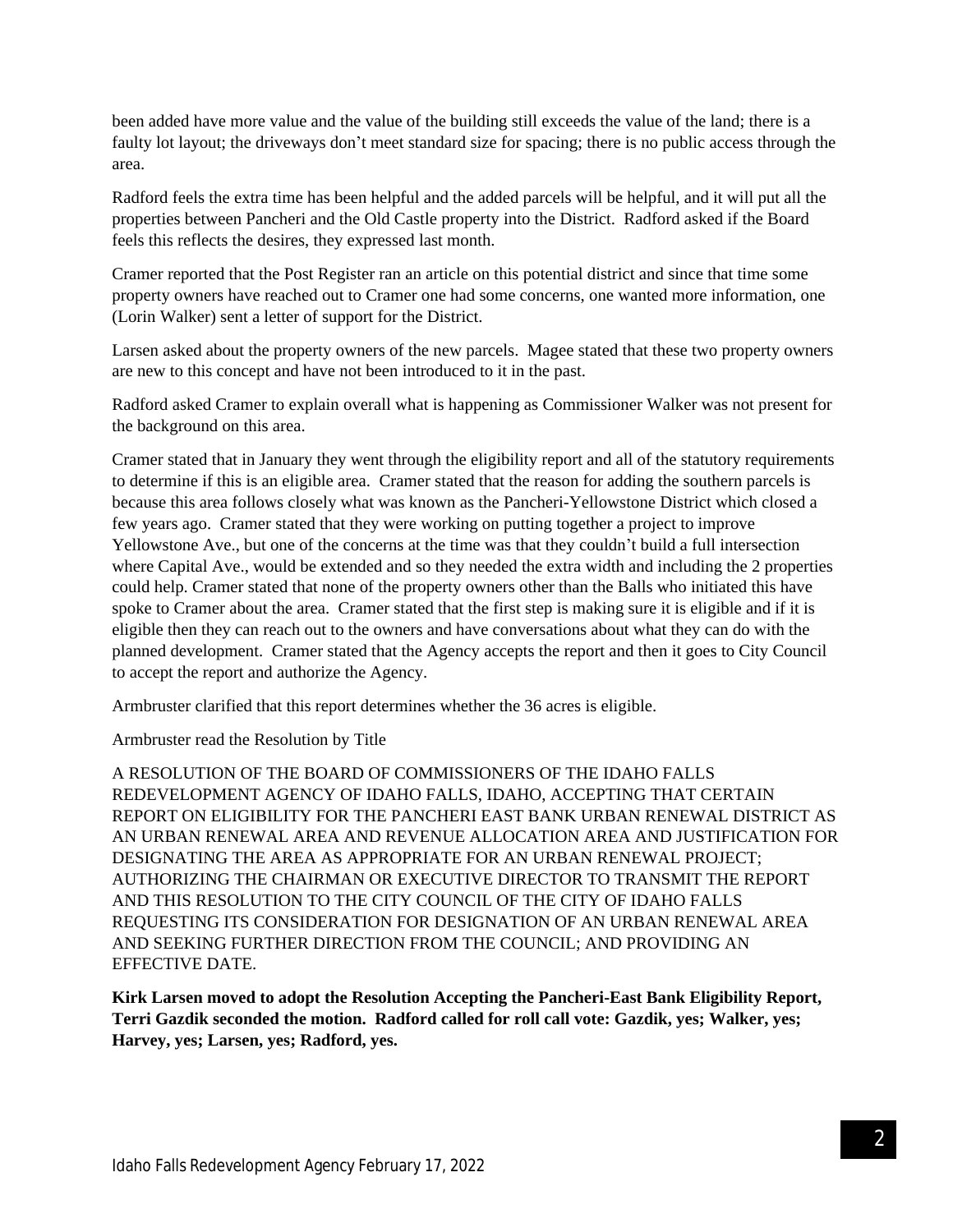been added have more value and the value of the building still exceeds the value of the land; there is a faulty lot layout; the driveways don't meet standard size for spacing; there is no public access through the area.

Radford feels the extra time has been helpful and the added parcels will be helpful, and it will put all the properties between Pancheri and the Old Castle property into the District. Radford asked if the Board feels this reflects the desires, they expressed last month.

Cramer reported that the Post Register ran an article on this potential district and since that time some property owners have reached out to Cramer one had some concerns, one wanted more information, one (Lorin Walker) sent a letter of support for the District.

Larsen asked about the property owners of the new parcels. Magee stated that these two property owners are new to this concept and have not been introduced to it in the past.

Radford asked Cramer to explain overall what is happening as Commissioner Walker was not present for the background on this area.

Cramer stated that in January they went through the eligibility report and all of the statutory requirements to determine if this is an eligible area. Cramer stated that the reason for adding the southern parcels is because this area follows closely what was known as the Pancheri-Yellowstone District which closed a few years ago. Cramer stated that they were working on putting together a project to improve Yellowstone Ave., but one of the concerns at the time was that they couldn't build a full intersection where Capital Ave., would be extended and so they needed the extra width and including the 2 properties could help. Cramer stated that none of the property owners other than the Balls who initiated this have spoke to Cramer about the area. Cramer stated that the first step is making sure it is eligible and if it is eligible then they can reach out to the owners and have conversations about what they can do with the planned development. Cramer stated that the Agency accepts the report and then it goes to City Council to accept the report and authorize the Agency.

Armbruster clarified that this report determines whether the 36 acres is eligible.

Armbruster read the Resolution by Title

A RESOLUTION OF THE BOARD OF COMMISSIONERS OF THE IDAHO FALLS REDEVELOPMENT AGENCY OF IDAHO FALLS, IDAHO, ACCEPTING THAT CERTAIN REPORT ON ELIGIBILITY FOR THE PANCHERI EAST BANK URBAN RENEWAL DISTRICT AS AN URBAN RENEWAL AREA AND REVENUE ALLOCATION AREA AND JUSTIFICATION FOR DESIGNATING THE AREA AS APPROPRIATE FOR AN URBAN RENEWAL PROJECT; AUTHORIZING THE CHAIRMAN OR EXECUTIVE DIRECTOR TO TRANSMIT THE REPORT AND THIS RESOLUTION TO THE CITY COUNCIL OF THE CITY OF IDAHO FALLS REQUESTING ITS CONSIDERATION FOR DESIGNATION OF AN URBAN RENEWAL AREA AND SEEKING FURTHER DIRECTION FROM THE COUNCIL; AND PROVIDING AN EFFECTIVE DATE.

**Kirk Larsen moved to adopt the Resolution Accepting the Pancheri-East Bank Eligibility Report, Terri Gazdik seconded the motion. Radford called for roll call vote: Gazdik, yes; Walker, yes; Harvey, yes; Larsen, yes; Radford, yes.**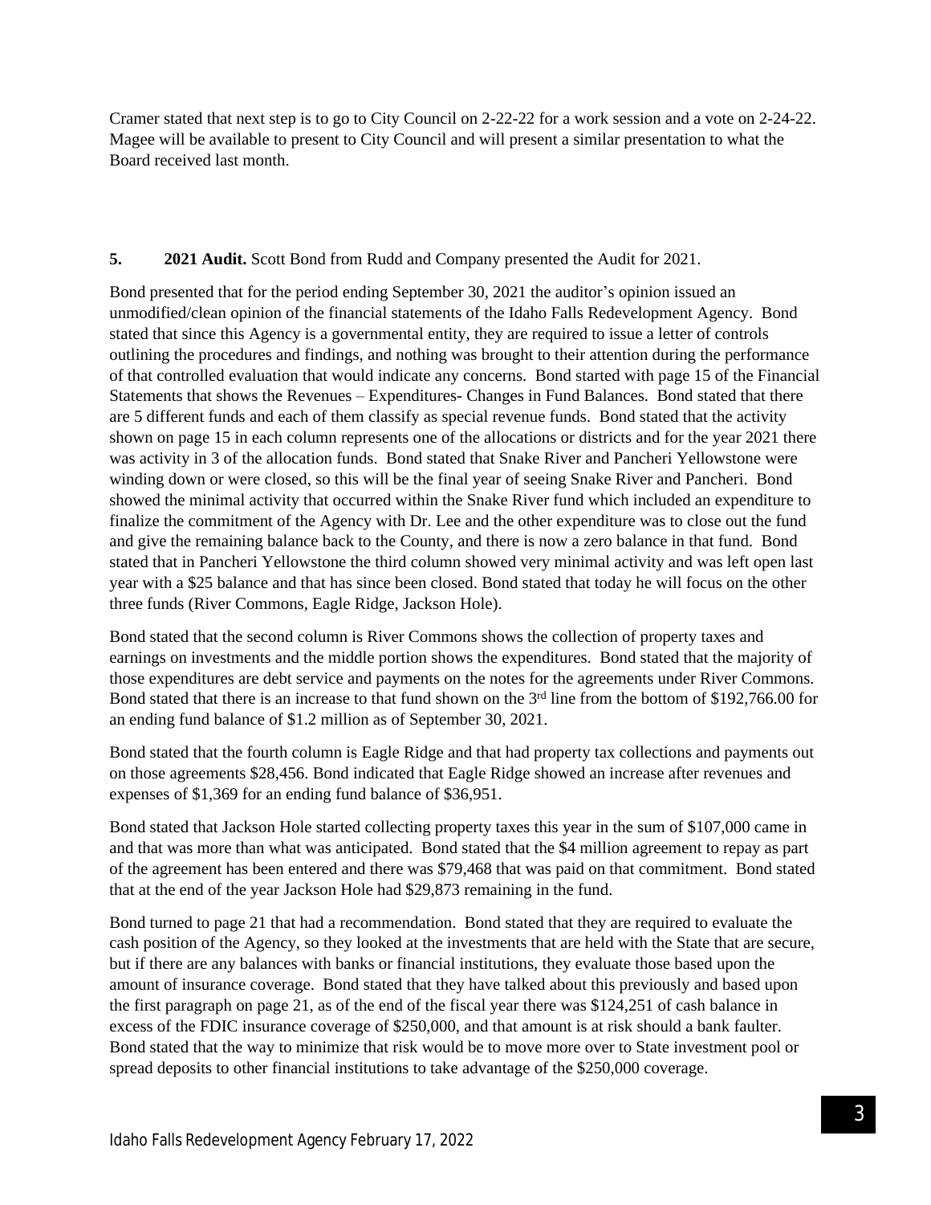Cramer stated that next step is to go to City Council on 2-22-22 for a work session and a vote on 2-24-22. Magee will be available to present to City Council and will present a similar presentation to what the Board received last month.

**5. 2021 Audit.** Scott Bond from Rudd and Company presented the Audit for 2021.

Bond presented that for the period ending September 30, 2021 the auditor's opinion issued an unmodified/clean opinion of the financial statements of the Idaho Falls Redevelopment Agency. Bond stated that since this Agency is a governmental entity, they are required to issue a letter of controls outlining the procedures and findings, and nothing was brought to their attention during the performance of that controlled evaluation that would indicate any concerns. Bond started with page 15 of the Financial Statements that shows the Revenues – Expenditures- Changes in Fund Balances. Bond stated that there are 5 different funds and each of them classify as special revenue funds. Bond stated that the activity shown on page 15 in each column represents one of the allocations or districts and for the year 2021 there was activity in 3 of the allocation funds. Bond stated that Snake River and Pancheri Yellowstone were winding down or were closed, so this will be the final year of seeing Snake River and Pancheri. Bond showed the minimal activity that occurred within the Snake River fund which included an expenditure to finalize the commitment of the Agency with Dr. Lee and the other expenditure was to close out the fund and give the remaining balance back to the County, and there is now a zero balance in that fund. Bond stated that in Pancheri Yellowstone the third column showed very minimal activity and was left open last year with a $25 balance and that has since been closed. Bond stated that today he will focus on the other three funds (River Commons, Eagle Ridge, Jackson Hole).

Bond stated that the second column is River Commons shows the collection of property taxes and earnings on investments and the middle portion shows the expenditures. Bond stated that the majority of those expenditures are debt service and payments on the notes for the agreements under River Commons. Bond stated that there is an increase to that fund shown on the 3rd line from the bottom of $192,766.00 for an ending fund balance of $1.2 million as of September 30, 2021.

Bond stated that the fourth column is Eagle Ridge and that had property tax collections and payments out on those agreements $28,456. Bond indicated that Eagle Ridge showed an increase after revenues and expenses of $1,369 for an ending fund balance of $36,951.

Bond stated that Jackson Hole started collecting property taxes this year in the sum of $107,000 came in and that was more than what was anticipated. Bond stated that the $4 million agreement to repay as part of the agreement has been entered and there was $79,468 that was paid on that commitment. Bond stated that at the end of the year Jackson Hole had $29,873 remaining in the fund.

Bond turned to page 21 that had a recommendation. Bond stated that they are required to evaluate the cash position of the Agency, so they looked at the investments that are held with the State that are secure, but if there are any balances with banks or financial institutions, they evaluate those based upon the amount of insurance coverage. Bond stated that they have talked about this previously and based upon the first paragraph on page 21, as of the end of the fiscal year there was $124,251 of cash balance in excess of the FDIC insurance coverage of $250,000, and that amount is at risk should a bank faulter. Bond stated that the way to minimize that risk would be to move more over to State investment pool or spread deposits to other financial institutions to take advantage of the $250,000 coverage.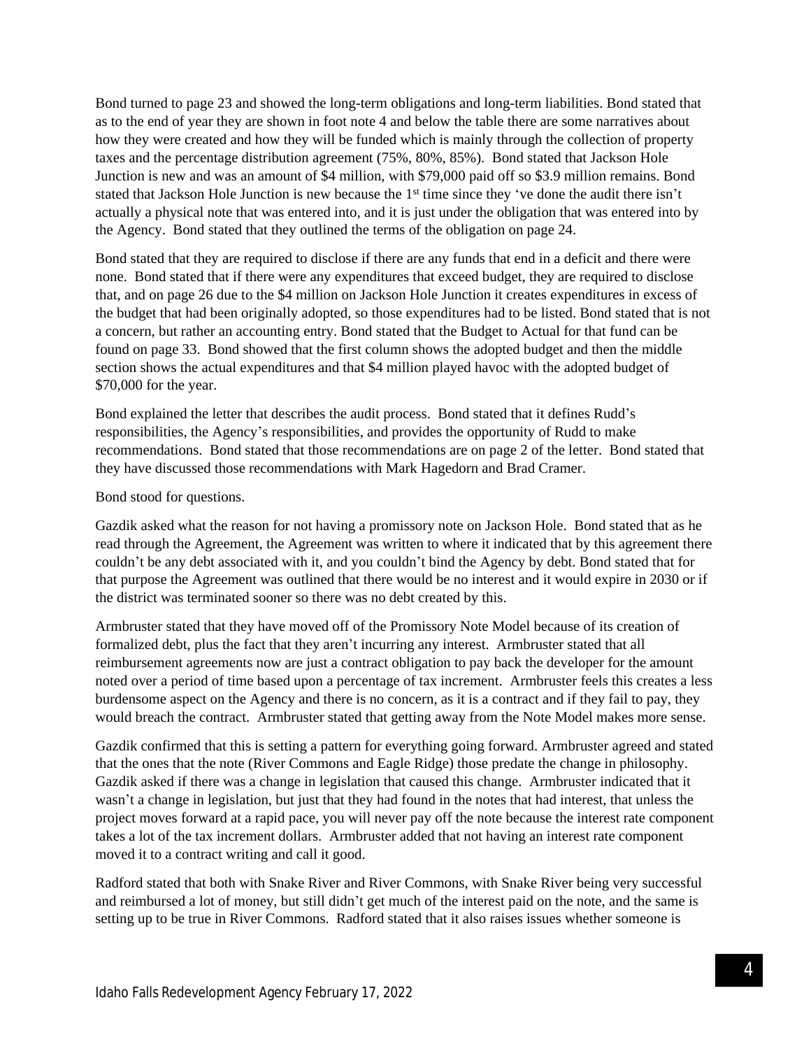Bond turned to page 23 and showed the long-term obligations and long-term liabilities. Bond stated that as to the end of year they are shown in foot note 4 and below the table there are some narratives about how they were created and how they will be funded which is mainly through the collection of property taxes and the percentage distribution agreement (75%, 80%, 85%). Bond stated that Jackson Hole Junction is new and was an amount of $4 million, with $79,000 paid off so $3.9 million remains. Bond stated that Jackson Hole Junction is new because the 1st time since they 've done the audit there isn't actually a physical note that was entered into, and it is just under the obligation that was entered into by the Agency. Bond stated that they outlined the terms of the obligation on page 24.

Bond stated that they are required to disclose if there are any funds that end in a deficit and there were none. Bond stated that if there were any expenditures that exceed budget, they are required to disclose that, and on page 26 due to the $4 million on Jackson Hole Junction it creates expenditures in excess of the budget that had been originally adopted, so those expenditures had to be listed. Bond stated that is not a concern, but rather an accounting entry. Bond stated that the Budget to Actual for that fund can be found on page 33. Bond showed that the first column shows the adopted budget and then the middle section shows the actual expenditures and that $4 million played havoc with the adopted budget of $70,000 for the year.

Bond explained the letter that describes the audit process. Bond stated that it defines Rudd's responsibilities, the Agency's responsibilities, and provides the opportunity of Rudd to make recommendations. Bond stated that those recommendations are on page 2 of the letter. Bond stated that they have discussed those recommendations with Mark Hagedorn and Brad Cramer.

Bond stood for questions.

Gazdik asked what the reason for not having a promissory note on Jackson Hole. Bond stated that as he read through the Agreement, the Agreement was written to where it indicated that by this agreement there couldn't be any debt associated with it, and you couldn't bind the Agency by debt. Bond stated that for that purpose the Agreement was outlined that there would be no interest and it would expire in 2030 or if the district was terminated sooner so there was no debt created by this.

Armbruster stated that they have moved off of the Promissory Note Model because of its creation of formalized debt, plus the fact that they aren't incurring any interest. Armbruster stated that all reimbursement agreements now are just a contract obligation to pay back the developer for the amount noted over a period of time based upon a percentage of tax increment. Armbruster feels this creates a less burdensome aspect on the Agency and there is no concern, as it is a contract and if they fail to pay, they would breach the contract. Armbruster stated that getting away from the Note Model makes more sense.

Gazdik confirmed that this is setting a pattern for everything going forward. Armbruster agreed and stated that the ones that the note (River Commons and Eagle Ridge) those predate the change in philosophy. Gazdik asked if there was a change in legislation that caused this change. Armbruster indicated that it wasn't a change in legislation, but just that they had found in the notes that had interest, that unless the project moves forward at a rapid pace, you will never pay off the note because the interest rate component takes a lot of the tax increment dollars. Armbruster added that not having an interest rate component moved it to a contract writing and call it good.

Radford stated that both with Snake River and River Commons, with Snake River being very successful and reimbursed a lot of money, but still didn't get much of the interest paid on the note, and the same is setting up to be true in River Commons. Radford stated that it also raises issues whether someone is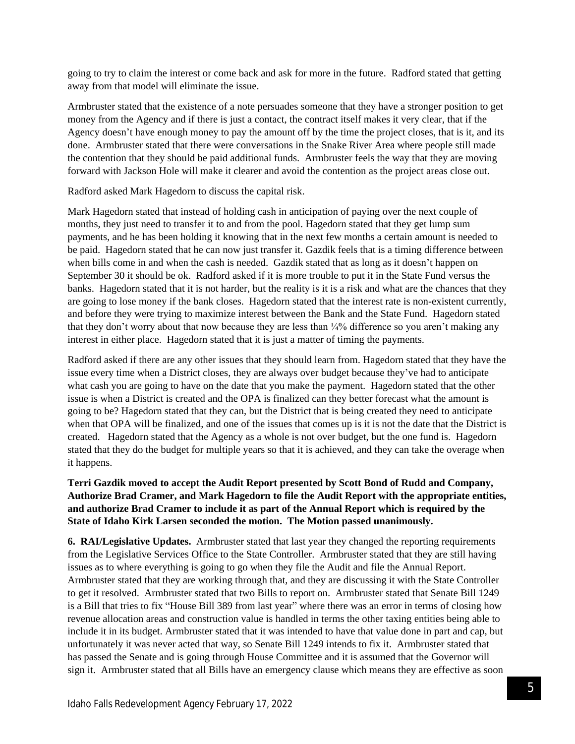going to try to claim the interest or come back and ask for more in the future. Radford stated that getting away from that model will eliminate the issue.

Armbruster stated that the existence of a note persuades someone that they have a stronger position to get money from the Agency and if there is just a contact, the contract itself makes it very clear, that if the Agency doesn't have enough money to pay the amount off by the time the project closes, that is it, and its done. Armbruster stated that there were conversations in the Snake River Area where people still made the contention that they should be paid additional funds. Armbruster feels the way that they are moving forward with Jackson Hole will make it clearer and avoid the contention as the project areas close out.

Radford asked Mark Hagedorn to discuss the capital risk.

Mark Hagedorn stated that instead of holding cash in anticipation of paying over the next couple of months, they just need to transfer it to and from the pool. Hagedorn stated that they get lump sum payments, and he has been holding it knowing that in the next few months a certain amount is needed to be paid. Hagedorn stated that he can now just transfer it. Gazdik feels that is a timing difference between when bills come in and when the cash is needed. Gazdik stated that as long as it doesn't happen on September 30 it should be ok. Radford asked if it is more trouble to put it in the State Fund versus the banks. Hagedorn stated that it is not harder, but the reality is it is a risk and what are the chances that they are going to lose money if the bank closes. Hagedorn stated that the interest rate is non-existent currently, and before they were trying to maximize interest between the Bank and the State Fund. Hagedorn stated that they don't worry about that now because they are less than ¼% difference so you aren't making any interest in either place. Hagedorn stated that it is just a matter of timing the payments.

Radford asked if there are any other issues that they should learn from. Hagedorn stated that they have the issue every time when a District closes, they are always over budget because they've had to anticipate what cash you are going to have on the date that you make the payment. Hagedorn stated that the other issue is when a District is created and the OPA is finalized can they better forecast what the amount is going to be? Hagedorn stated that they can, but the District that is being created they need to anticipate when that OPA will be finalized, and one of the issues that comes up is it is not the date that the District is created. Hagedorn stated that the Agency as a whole is not over budget, but the one fund is. Hagedorn stated that they do the budget for multiple years so that it is achieved, and they can take the overage when it happens.

**Terri Gazdik moved to accept the Audit Report presented by Scott Bond of Rudd and Company, Authorize Brad Cramer, and Mark Hagedorn to file the Audit Report with the appropriate entities, and authorize Brad Cramer to include it as part of the Annual Report which is required by the State of Idaho Kirk Larsen seconded the motion. The Motion passed unanimously.**

**6. RAI/Legislative Updates.** Armbruster stated that last year they changed the reporting requirements from the Legislative Services Office to the State Controller. Armbruster stated that they are still having issues as to where everything is going to go when they file the Audit and file the Annual Report. Armbruster stated that they are working through that, and they are discussing it with the State Controller to get it resolved. Armbruster stated that two Bills to report on. Armbruster stated that Senate Bill 1249 is a Bill that tries to fix "House Bill 389 from last year" where there was an error in terms of closing how revenue allocation areas and construction value is handled in terms the other taxing entities being able to include it in its budget. Armbruster stated that it was intended to have that value done in part and cap, but unfortunately it was never acted that way, so Senate Bill 1249 intends to fix it. Armbruster stated that has passed the Senate and is going through House Committee and it is assumed that the Governor will sign it. Armbruster stated that all Bills have an emergency clause which means they are effective as soon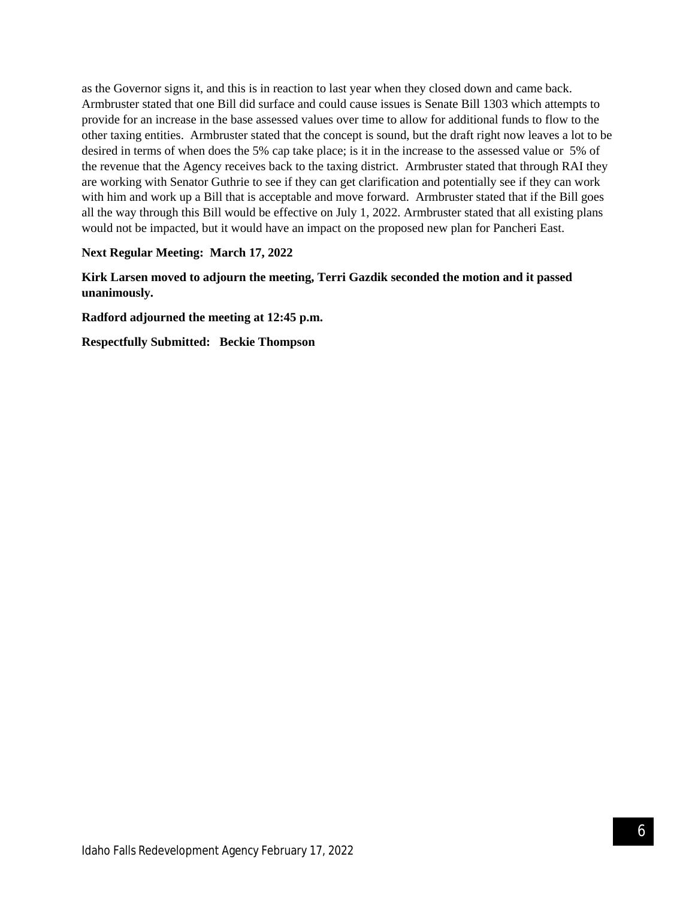as the Governor signs it, and this is in reaction to last year when they closed down and came back. Armbruster stated that one Bill did surface and could cause issues is Senate Bill 1303 which attempts to provide for an increase in the base assessed values over time to allow for additional funds to flow to the other taxing entities. Armbruster stated that the concept is sound, but the draft right now leaves a lot to be desired in terms of when does the 5% cap take place; is it in the increase to the assessed value or 5% of the revenue that the Agency receives back to the taxing district. Armbruster stated that through RAI they are working with Senator Guthrie to see if they can get clarification and potentially see if they can work with him and work up a Bill that is acceptable and move forward. Armbruster stated that if the Bill goes all the way through this Bill would be effective on July 1, 2022. Armbruster stated that all existing plans would not be impacted, but it would have an impact on the proposed new plan for Pancheri East.

**Next Regular Meeting: March 17, 2022**

**Kirk Larsen moved to adjourn the meeting, Terri Gazdik seconded the motion and it passed unanimously.**

**Radford adjourned the meeting at 12:45 p.m.**

**Respectfully Submitted: Beckie Thompson**